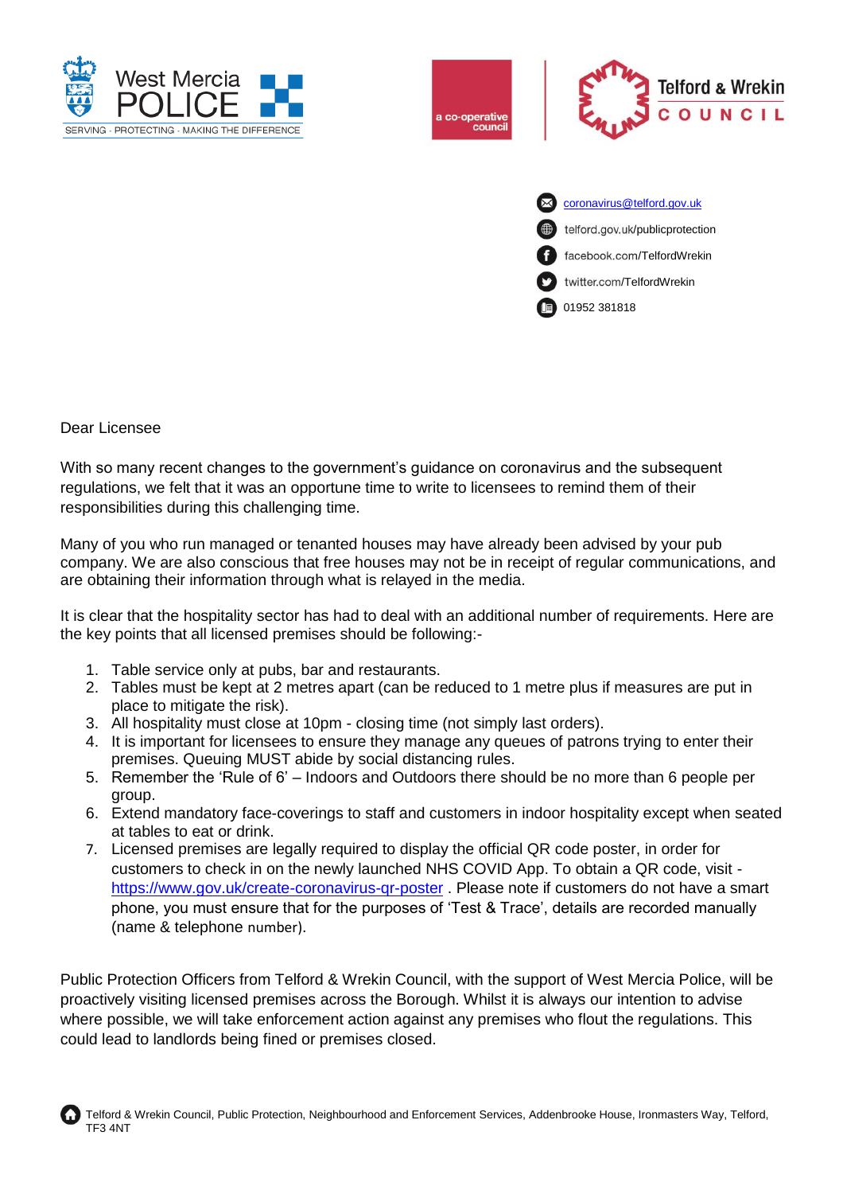West Mercia POLICE

SERVING · PROTECTING · MAKING THE DIFFERENCE

a co-operative council

Telford & Wrekin COUNCIL

[coronavirus@telford.gov.uk](mailto:coronavirus@telford.gov.uk)
telford.gov.uk/publicprotection
facebook.com/TelfordWrekin
twitter.com/TelfordWrekin
01952 381818

Dear Licensee

With so many recent changes to the government's guidance on coronavirus and the subsequent regulations, we felt that it was an opportune time to write to licensees to remind them of their responsibilities during this challenging time.

Many of you who run managed or tenanted houses may have already been advised by your pub company. We are also conscious that free houses may not be in receipt of regular communications, and are obtaining their information through what is relayed in the media.

It is clear that the hospitality sector has had to deal with an additional number of requirements. Here are the key points that all licensed premises should be following:-

1. Table service only at pubs, bar and restaurants.
2. Tables must be kept at 2 metres apart (can be reduced to 1 metre plus if measures are put in place to mitigate the risk).
3. All hospitality must close at 10pm - closing time (not simply last orders).
4. It is important for licensees to ensure they manage any queues of patrons trying to enter their premises. Queuing MUST abide by social distancing rules.
5. Remember the 'Rule of 6' – Indoors and Outdoors there should be no more than 6 people per group.
6. Extend mandatory face-coverings to staff and customers in indoor hospitality except when seated at tables to eat or drink.
7. Licensed premises are legally required to display the official QR code poster, in order for customers to check in on the newly launched NHS COVID App. To obtain a QR code, visit - [https://www.gov.uk/create-coronavirus-qr-poster](https://www.gov.uk/create-coronavirus-qr-poster) . Please note if customers do not have a smart phone, you must ensure that for the purposes of 'Test & Trace', details are recorded manually (name & telephone number).

Public Protection Officers from Telford & Wrekin Council, with the support of West Mercia Police, will be proactively visiting licensed premises across the Borough. Whilst it is always our intention to advise where possible, we will take enforcement action against any premises who flout the regulations. This could lead to landlords being fined or premises closed.

Telford & Wrekin Council, Public Protection, Neighbourhood and Enforcement Services, Addenbrooke House, Ironmasters Way, Telford, TF3 4NT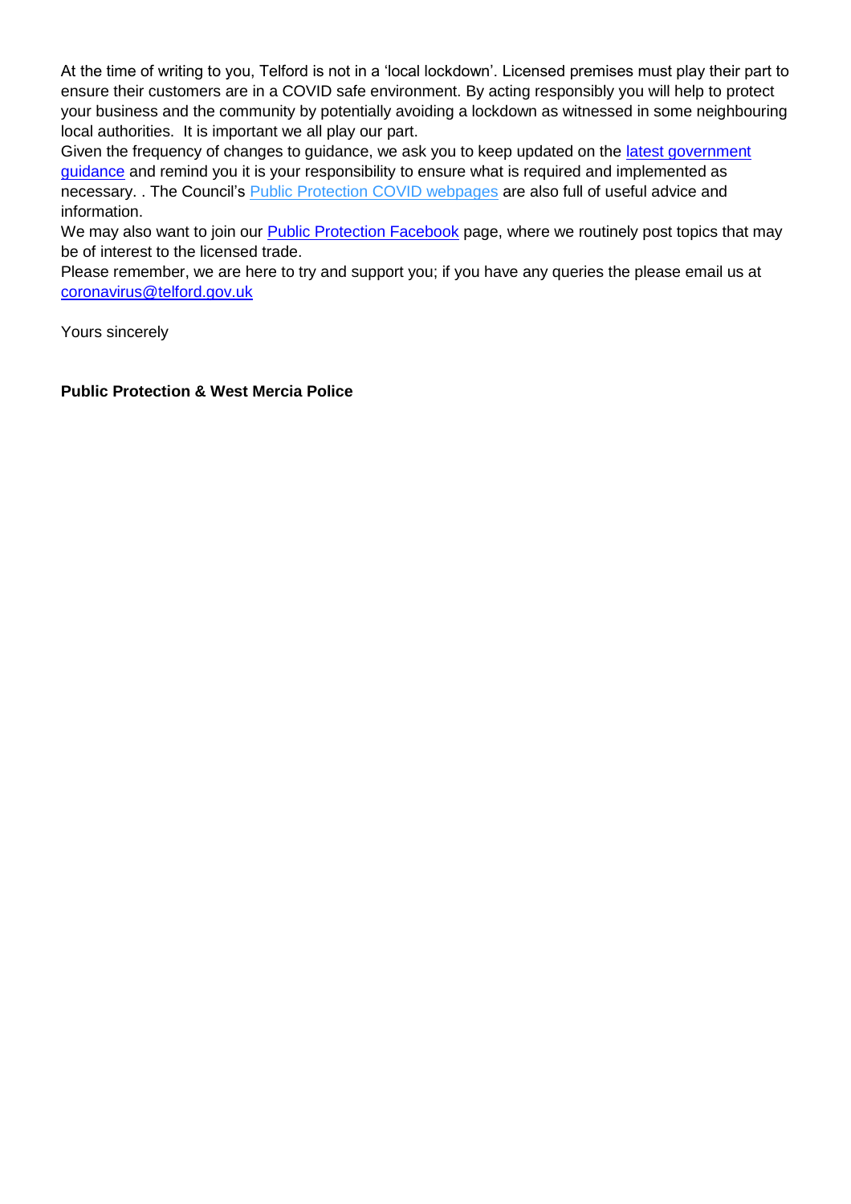At the time of writing to you, Telford is not in a 'local lockdown'. Licensed premises must play their part to ensure their customers are in a COVID safe environment. By acting responsibly you will help to protect your business and the community by potentially avoiding a lockdown as witnessed in some neighbouring local authorities. It is important we all play our part.

Given the frequency of changes to guidance, we ask you to keep updated on the latest government guidance and remind you it is your responsibility to ensure what is required and implemented as necessary. . The Council's Public Protection COVID webpages are also full of useful advice and information.

We may also want to join our Public Protection Facebook page, where we routinely post topics that may be of interest to the licensed trade.

Please remember, we are here to try and support you; if you have any queries the please email us at coronavirus@telford.gov.uk

Yours sincerely

**Public Protection & West Mercia Police**